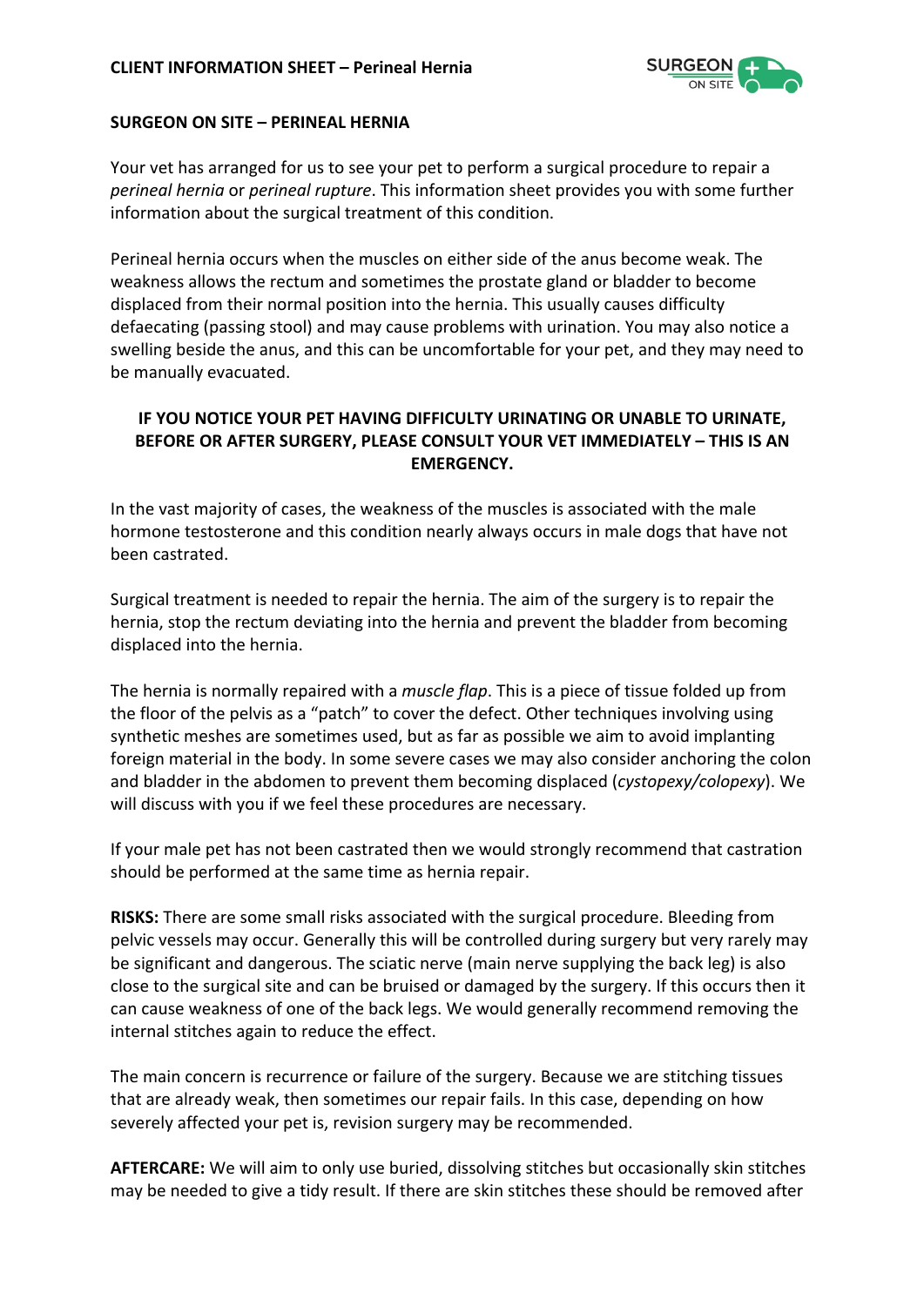## SURGEON ON SITE – PERINEAL HERNIA

Your vet has arranged for us to see your pet to perform a surgical procedure to repair a *perineal hernia* or *perineal rupture*. This information sheet provides you with some further information about the surgical treatment of this condition.

Perineal hernia occurs when the muscles on either side of the anus become weak. The weakness allows the rectum and sometimes the prostate gland or bladder to become displaced from their normal position into the hernia. This usually causes difficulty defaecating (passing stool) and may cause problems with urination. You may also notice a swelling beside the anus, and this can be uncomfortable for your pet, and they may need to be manually evacuated.

**IF YOU NOTICE YOUR PET HAVING DIFFICULTY URINATING OR UNABLE TO URINATE, BEFORE OR AFTER SURGERY, PLEASE CONSULT YOUR VET IMMEDIATELY – THIS IS AN EMERGENCY.**

In the vast majority of cases, the weakness of the muscles is associated with the male hormone testosterone and this condition nearly always occurs in male dogs that have not been castrated.

Surgical treatment is needed to repair the hernia. The aim of the surgery is to repair the hernia, stop the rectum deviating into the hernia and prevent the bladder from becoming displaced into the hernia.

The hernia is normally repaired with a *muscle flap*. This is a piece of tissue folded up from the floor of the pelvis as a "patch" to cover the defect. Other techniques involving using synthetic meshes are sometimes used, but as far as possible we aim to avoid implanting foreign material in the body. In some severe cases we may also consider anchoring the colon and bladder in the abdomen to prevent them becoming displaced (*cystopexy/colopexy*). We will discuss with you if we feel these procedures are necessary.

If your male pet has not been castrated then we would strongly recommend that castration should be performed at the same time as hernia repair.

**RISKS:** There are some small risks associated with the surgical procedure. Bleeding from pelvic vessels may occur. Generally this will be controlled during surgery but very rarely may be significant and dangerous. The sciatic nerve (main nerve supplying the back leg) is also close to the surgical site and can be bruised or damaged by the surgery. If this occurs then it can cause weakness of one of the back legs. We would generally recommend removing the internal stitches again to reduce the effect.

The main concern is recurrence or failure of the surgery. Because we are stitching tissues that are already weak, then sometimes our repair fails. In this case, depending on how severely affected your pet is, revision surgery may be recommended.

**AFTERCARE:** We will aim to only use buried, dissolving stitches but occasionally skin stitches may be needed to give a tidy result. If there are skin stitches these should be removed after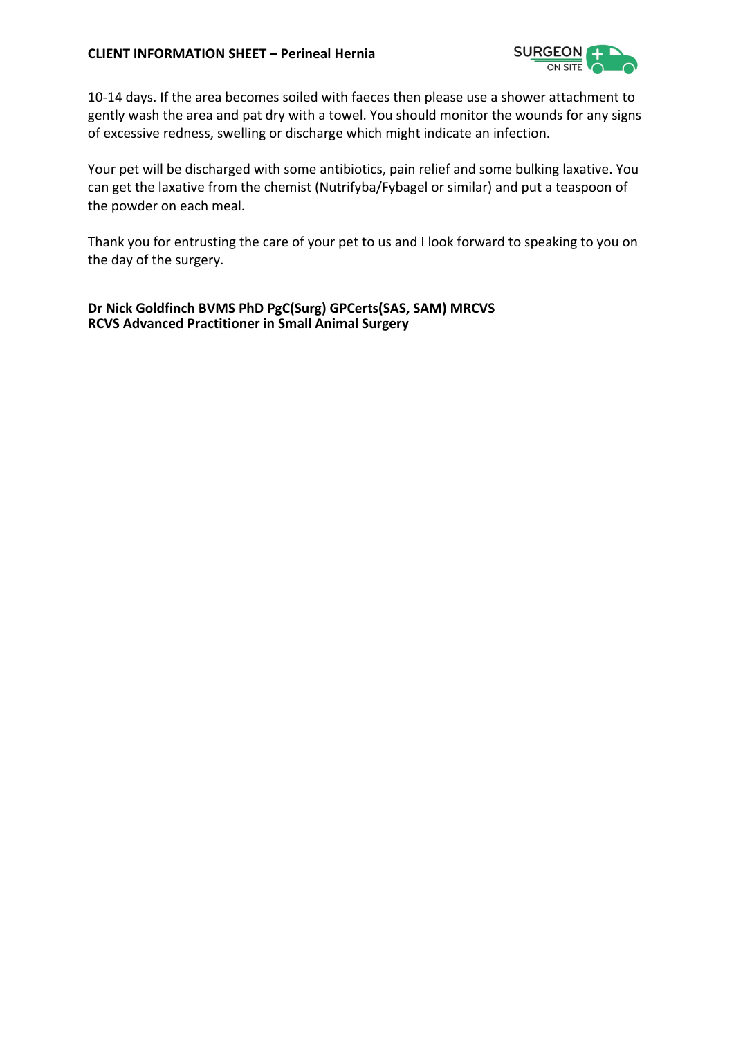10-14 days. If the area becomes soiled with faeces then please use a shower attachment to gently wash the area and pat dry with a towel. You should monitor the wounds for any signs of excessive redness, swelling or discharge which might indicate an infection.

Your pet will be discharged with some antibiotics, pain relief and some bulking laxative. You can get the laxative from the chemist (Nutrifyba/Fybagel or similar) and put a teaspoon of the powder on each meal.

Thank you for entrusting the care of your pet to us and I look forward to speaking to you on the day of the surgery.

**Dr Nick Goldfinch BVMS PhD PgC(Surg) GPCerts(SAS, SAM) MRCVS**
**RCVS Advanced Practitioner in Small Animal Surgery**